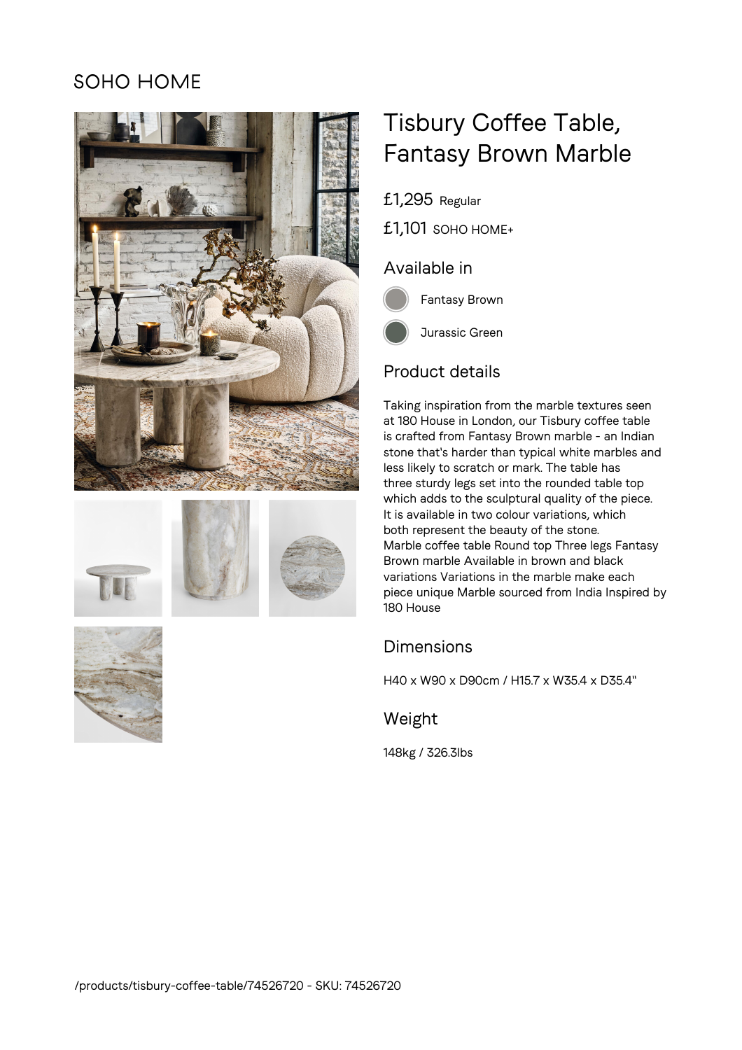SOHO HOME

# Tisbury Coffee Table, Fantasy Brown Marble

£1,295 Regular

£1,101 SOHO HOME+

## Available in

Fantasy Brown

Jurassic Green

## Product details

Taking inspiration from the marble textures seen at 180 House in London, our Tisbury coffee table is crafted from Fantasy Brown marble - an Indian stone that's harder than typical white marbles and less likely to scratch or mark. The table has three sturdy legs set into the rounded table top which adds to the sculptural quality of the piece. It is available in two colour variations, which both represent the beauty of the stone.
Marble coffee table Round top Three legs Fantasy Brown marble Available in brown and black variations Variations in the marble make each piece unique Marble sourced from India Inspired by 180 House

## Dimensions

H40 x W90 x D90cm / H15.7 x W35.4 x D35.4"

## Weight

148kg / 326.3lbs

/products/tisbury-coffee-table/74526720 - SKU: 74526720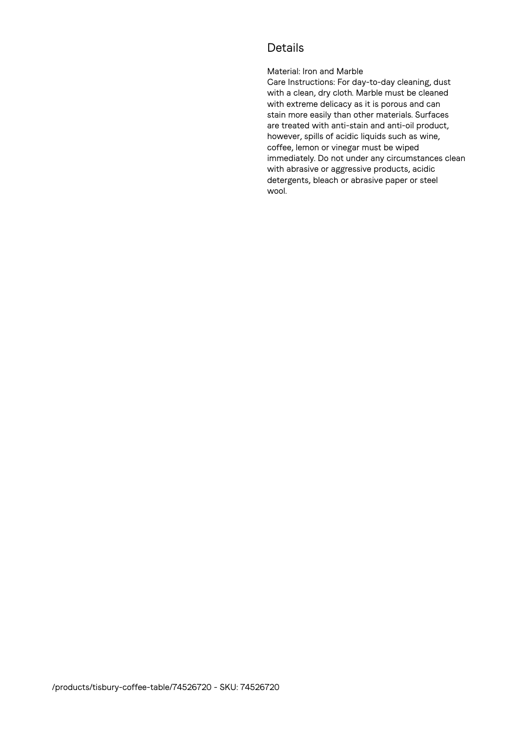## Details

Material: Iron and Marble
Care Instructions: For day-to-day cleaning, dust with a clean, dry cloth. Marble must be cleaned with extreme delicacy as it is porous and can stain more easily than other materials. Surfaces are treated with anti-stain and anti-oil product, however, spills of acidic liquids such as wine, coffee, lemon or vinegar must be wiped immediately. Do not under any circumstances clean with abrasive or aggressive products, acidic detergents, bleach or abrasive paper or steel wool.

/products/tisbury-coffee-table/74526720 - SKU: 74526720